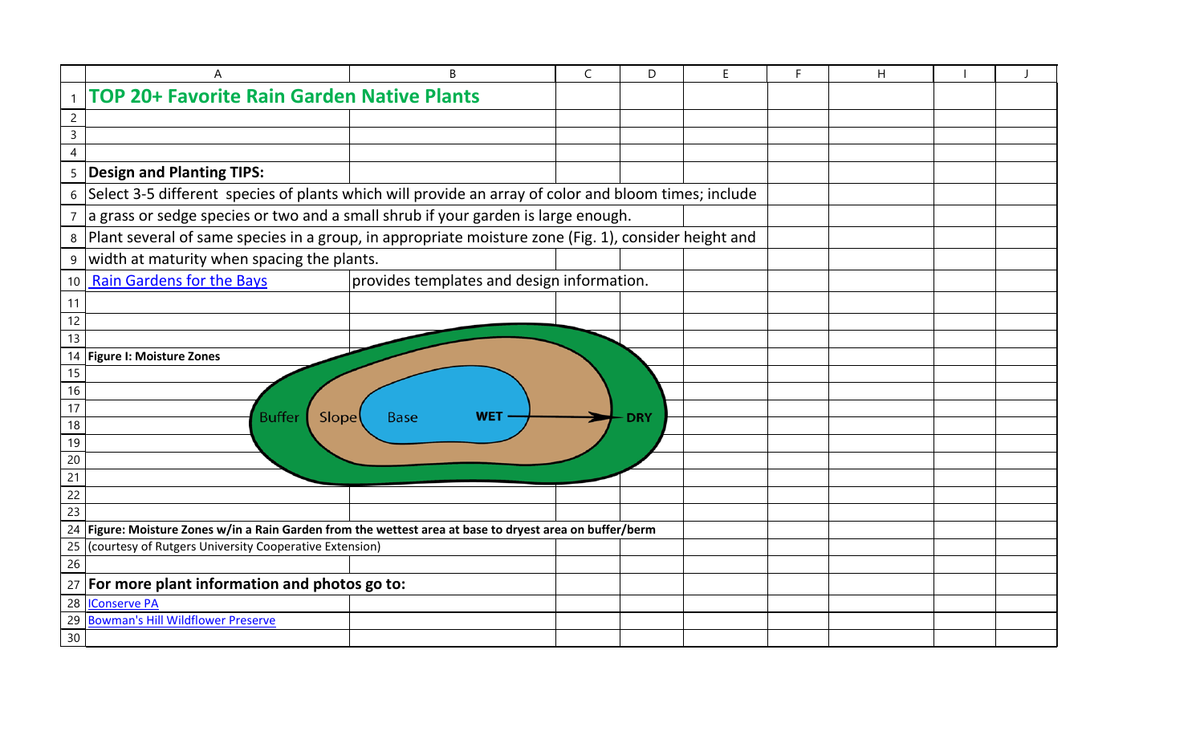# TOP 20+ Favorite Rain Garden Native Plants

**Design and Planting TIPS:**

Select 3-5 different species of plants which will provide an array of color and bloom times; include a grass or sedge species or two and a small shrub if your garden is large enough.

Plant several of same species in a group, in appropriate moisture zone (Fig. 1), consider height and width at maturity when spacing the plants.

Rain Gardens for the Bays provides templates and design information.

**Figure I: Moisture Zones**

Buffer Slope Base WET → DRY

**Figure: Moisture Zones w/in a Rain Garden from the wettest area at base to dryest area on buffer/berm**

(courtesy of Rutgers University Cooperative Extension)

**For more plant information and photos go to:**

IConserve PA

Bowman's Hill Wildflower Preserve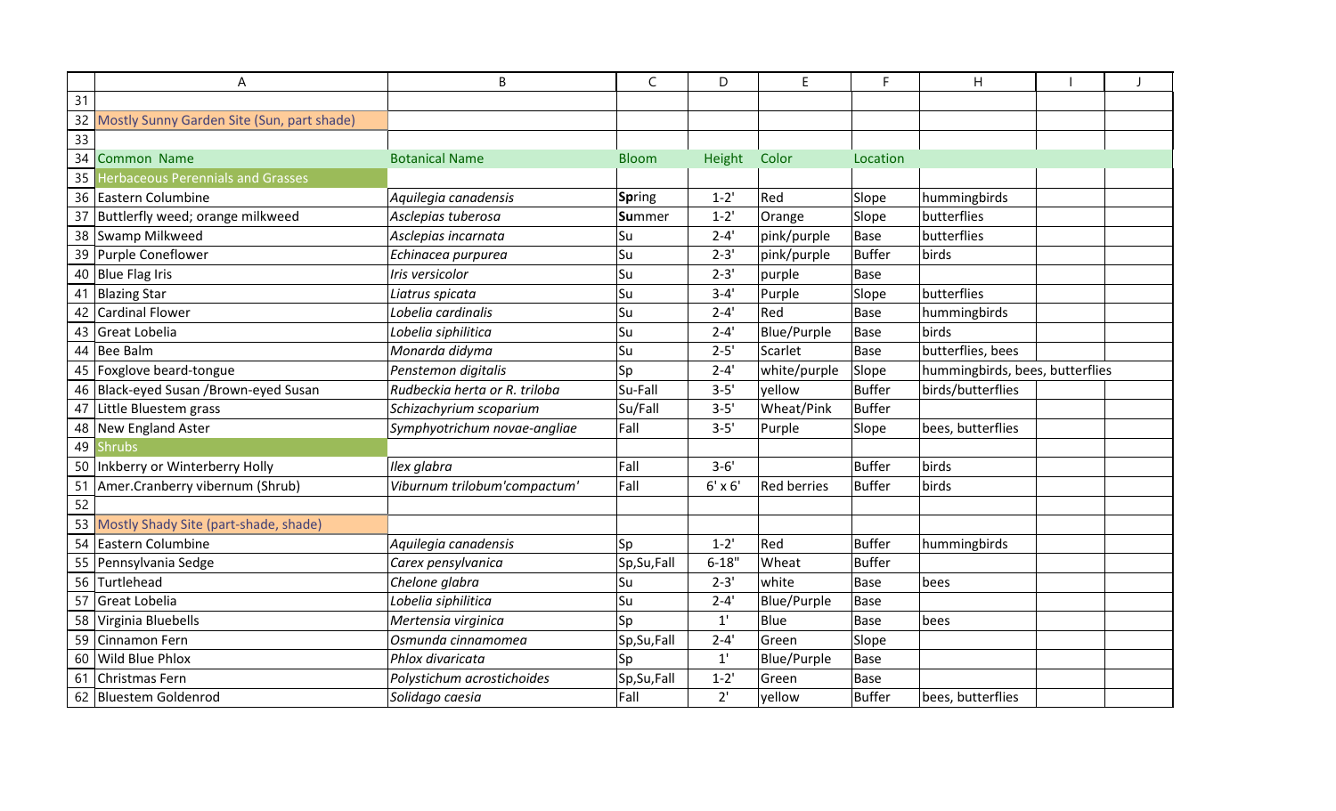| Common Name | Botanical Name | Bloom | Height | Color | Location | | | |
|---|---|---|---|---|---|---|---|---|
| **Mostly Sunny Garden Site (Sun, part shade)** | | | | | | | | |
| **Herbaceous Perennials and Grasses** | | | | | | | | |
| Eastern Columbine | *Aquilegia canadensis* | **Sp**ring | 1-2' | Red | Slope | hummingbirds | | |
| Buttlerfly weed; orange milkweed | *Asclepias tuberosa* | **Su**mmer | 1-2' | Orange | Slope | butterflies | | |
| Swamp Milkweed | *Asclepias incarnata* | Su | 2-4' | pink/purple | Base | butterflies | | |
| Purple Coneflower | *Echinacea purpurea* | Su | 2-3' | pink/purple | Buffer | birds | | |
| Blue Flag Iris | *Iris versicolor* | Su | 2-3' | purple | Base | | | |
| Blazing Star | *Liatrus spicata* | Su | 3-4' | Purple | Slope | butterflies | | |
| Cardinal Flower | *Lobelia cardinalis* | Su | 2-4' | Red | Base | hummingbirds | | |
| Great Lobelia | *Lobelia siphilitica* | Su | 2-4' | Blue/Purple | Base | birds | | |
| Bee Balm | *Monarda didyma* | Su | 2-5' | Scarlet | Base | butterflies, bees | | |
| Foxglove beard-tongue | *Penstemon digitalis* | Sp | 2-4' | white/purple | Slope | hummingbirds, bees, butterflies | | |
| Black-eyed Susan /Brown-eyed Susan | *Rudbeckia herta or R. triloba* | Su-Fall | 3-5' | yellow | Buffer | birds/butterflies | | |
| Little Bluestem grass | *Schizachyrium scoparium* | Su/Fall | 3-5' | Wheat/Pink | Buffer | | | |
| New England Aster | *Symphyotrichum novae-angliae* | Fall | 3-5' | Purple | Slope | bees, butterflies | | |
| **Shrubs** | | | | | | | | |
| Inkberry or Winterberry Holly | *Ilex glabra* | Fall | 3-6' | | Buffer | birds | | |
| Amer.Cranberry vibernum (Shrub) | *Viburnum trilobum'compactum'* | Fall | 6' x 6' | Red berries | Buffer | birds | | |
| | | | | | | | | |
| **Mostly Shady Site (part-shade, shade)** | | | | | | | | |
| Eastern Columbine | *Aquilegia canadensis* | Sp | 1-2' | Red | Buffer | hummingbirds | | |
| Pennsylvania Sedge | *Carex pensylvanica* | Sp,Su,Fall | 6-18" | Wheat | Buffer | | | |
| Turtlehead | *Chelone glabra* | Su | 2-3' | white | Base | bees | | |
| Great Lobelia | *Lobelia siphilitica* | Su | 2-4' | Blue/Purple | Base | | | |
| Virginia Bluebells | *Mertensia virginica* | Sp | 1' | Blue | Base | bees | | |
| Cinnamon Fern | *Osmunda cinnamomea* | Sp,Su,Fall | 2-4' | Green | Slope | | | |
| Wild Blue Phlox | *Phlox divaricata* | Sp | 1' | Blue/Purple | Base | | | |
| Christmas Fern | *Polystichum acrostichoides* | Sp,Su,Fall | 1-2' | Green | Base | | | |
| Bluestem Goldenrod | *Solidago caesia* | Fall | 2' | yellow | Buffer | bees, butterflies | | |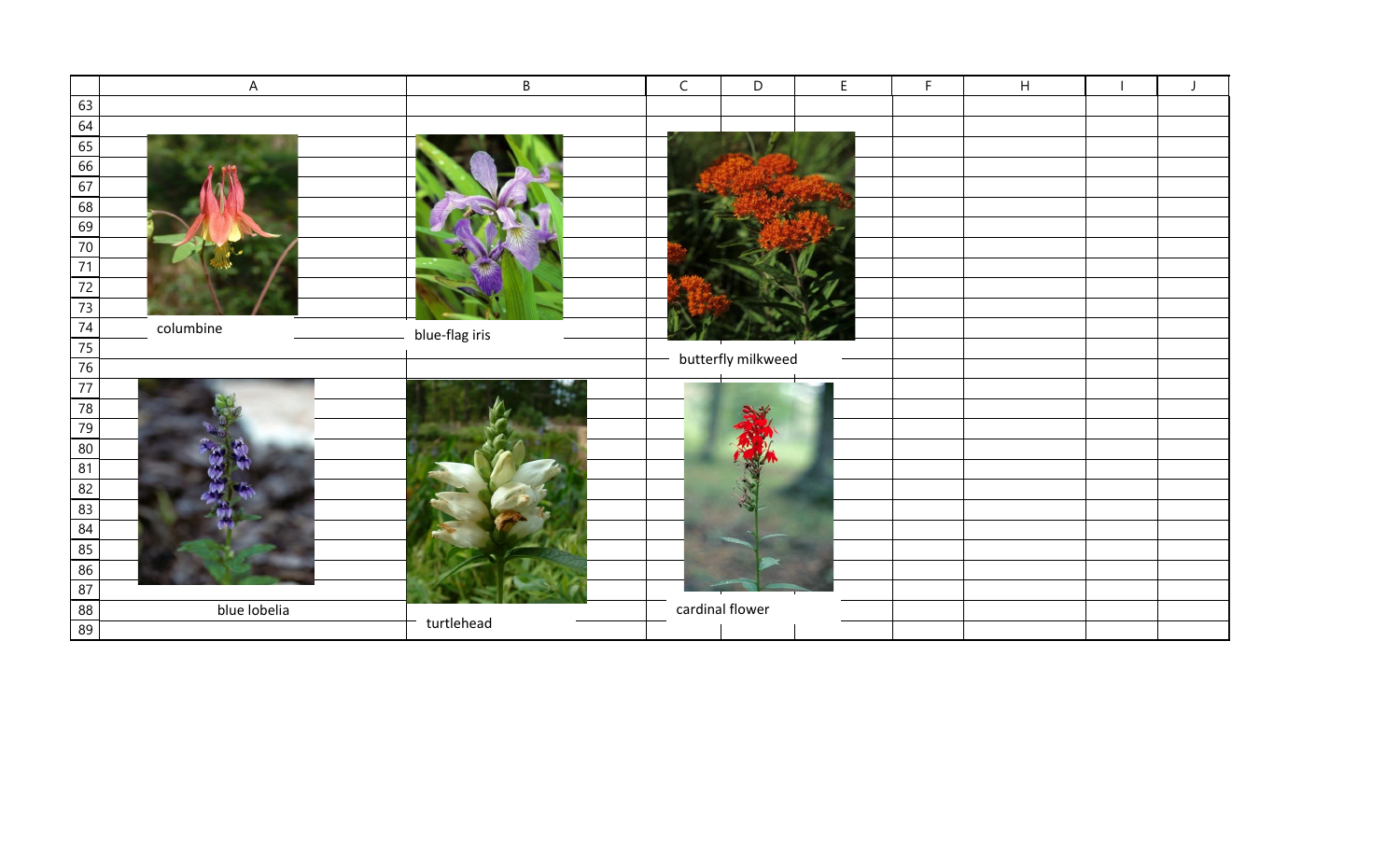columbine

blue-flag iris

butterfly milkweed

blue lobelia

turtlehead

cardinal flower